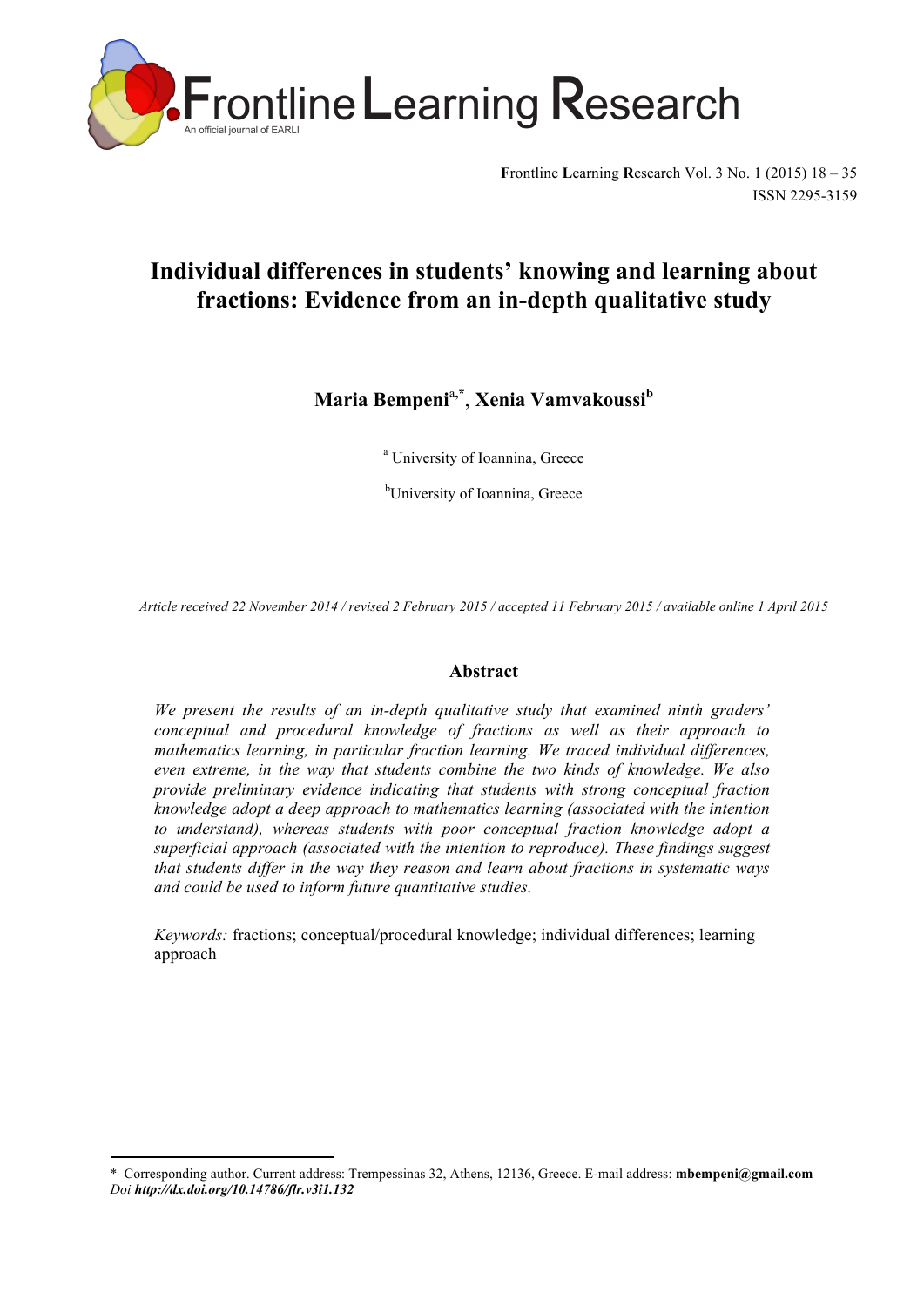# Individual differences in students' knowing and learning about fractions: Evidence from an in-depth qualitative study

**Maria Bempeni[a,*], Xenia Vamvakoussi[b]**

[a] University of Ioannina, Greece

[b] University of Ioannina, Greece

*Article received 22 November 2014 / revised 2 February 2015 / accepted 11 February 2015 / available online 1 April 2015*

## Abstract

*We present the results of an in-depth qualitative study that examined ninth graders' conceptual and procedural knowledge of fractions as well as their approach to mathematics learning, in particular fraction learning. We traced individual differences, even extreme, in the way that students combine the two kinds of knowledge. We also provide preliminary evidence indicating that students with strong conceptual fraction knowledge adopt a deep approach to mathematics learning (associated with the intention to understand), whereas students with poor conceptual fraction knowledge adopt a superficial approach (associated with the intention to reproduce). These findings suggest that students differ in the way they reason and learn about fractions in systematic ways and could be used to inform future quantitative studies.*

*Keywords:* fractions; conceptual/procedural knowledge; individual differences; learning approach

---

\* Corresponding author. Current address: Trempessinas 32, Athens, 12136, Greece. E-mail address: **mbempeni@gmail.com**
*Doi* ***http://dx.doi.org/10.14786/flr.v3i1.132***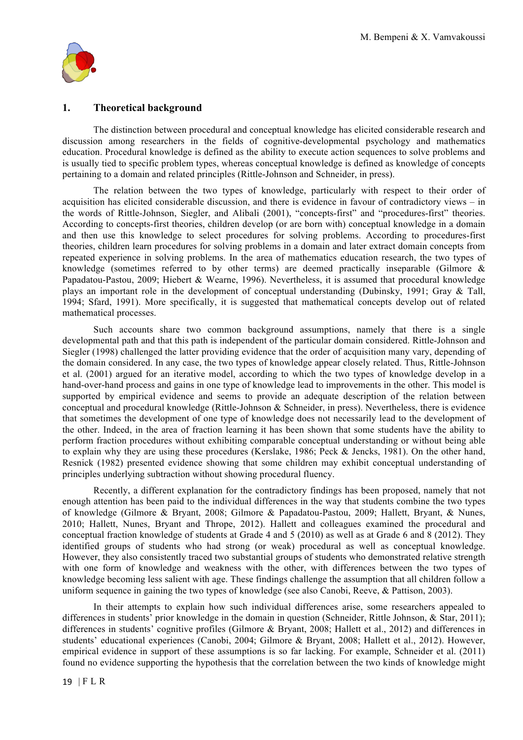## 1. Theoretical background

The distinction between procedural and conceptual knowledge has elicited considerable research and discussion among researchers in the fields of cognitive-developmental psychology and mathematics education. Procedural knowledge is defined as the ability to execute action sequences to solve problems and is usually tied to specific problem types, whereas conceptual knowledge is defined as knowledge of concepts pertaining to a domain and related principles (Rittle-Johnson and Schneider, in press).

The relation between the two types of knowledge, particularly with respect to their order of acquisition has elicited considerable discussion, and there is evidence in favour of contradictory views – in the words of Rittle-Johnson, Siegler, and Alibali (2001), "concepts-first" and "procedures-first" theories. According to concepts-first theories, children develop (or are born with) conceptual knowledge in a domain and then use this knowledge to select procedures for solving problems. According to procedures-first theories, children learn procedures for solving problems in a domain and later extract domain concepts from repeated experience in solving problems. In the area of mathematics education research, the two types of knowledge (sometimes referred to by other terms) are deemed practically inseparable (Gilmore & Papadatou-Pastou, 2009; Hiebert & Wearne, 1996). Nevertheless, it is assumed that procedural knowledge plays an important role in the development of conceptual understanding (Dubinsky, 1991; Gray & Tall, 1994; Sfard, 1991). More specifically, it is suggested that mathematical concepts develop out of related mathematical processes.

Such accounts share two common background assumptions, namely that there is a single developmental path and that this path is independent of the particular domain considered. Rittle-Johnson and Siegler (1998) challenged the latter providing evidence that the order of acquisition many vary, depending of the domain considered. In any case, the two types of knowledge appear closely related. Thus, Rittle-Johnson et al. (2001) argued for an iterative model, according to which the two types of knowledge develop in a hand-over-hand process and gains in one type of knowledge lead to improvements in the other. This model is supported by empirical evidence and seems to provide an adequate description of the relation between conceptual and procedural knowledge (Rittle-Johnson & Schneider, in press). Nevertheless, there is evidence that sometimes the development of one type of knowledge does not necessarily lead to the development of the other. Indeed, in the area of fraction learning it has been shown that some students have the ability to perform fraction procedures without exhibiting comparable conceptual understanding or without being able to explain why they are using these procedures (Kerslake, 1986; Peck & Jencks, 1981). On the other hand, Resnick (1982) presented evidence showing that some children may exhibit conceptual understanding of principles underlying subtraction without showing procedural fluency.

Recently, a different explanation for the contradictory findings has been proposed, namely that not enough attention has been paid to the individual differences in the way that students combine the two types of knowledge (Gilmore & Bryant, 2008; Gilmore & Papadatou-Pastou, 2009; Hallett, Bryant, & Nunes, 2010; Hallett, Nunes, Bryant and Thrope, 2012). Hallett and colleagues examined the procedural and conceptual fraction knowledge of students at Grade 4 and 5 (2010) as well as at Grade 6 and 8 (2012). They identified groups of students who had strong (or weak) procedural as well as conceptual knowledge. However, they also consistently traced two substantial groups of students who demonstrated relative strength with one form of knowledge and weakness with the other, with differences between the two types of knowledge becoming less salient with age. These findings challenge the assumption that all children follow a uniform sequence in gaining the two types of knowledge (see also Canobi, Reeve, & Pattison, 2003).

In their attempts to explain how such individual differences arise, some researchers appealed to differences in students' prior knowledge in the domain in question (Schneider, Rittle Johnson, & Star, 2011); differences in students' cognitive profiles (Gilmore & Bryant, 2008; Hallett et al., 2012) and differences in students' educational experiences (Canobi, 2004; Gilmore & Bryant, 2008; Hallett et al., 2012). However, empirical evidence in support of these assumptions is so far lacking. For example, Schneider et al. (2011) found no evidence supporting the hypothesis that the correlation between the two kinds of knowledge might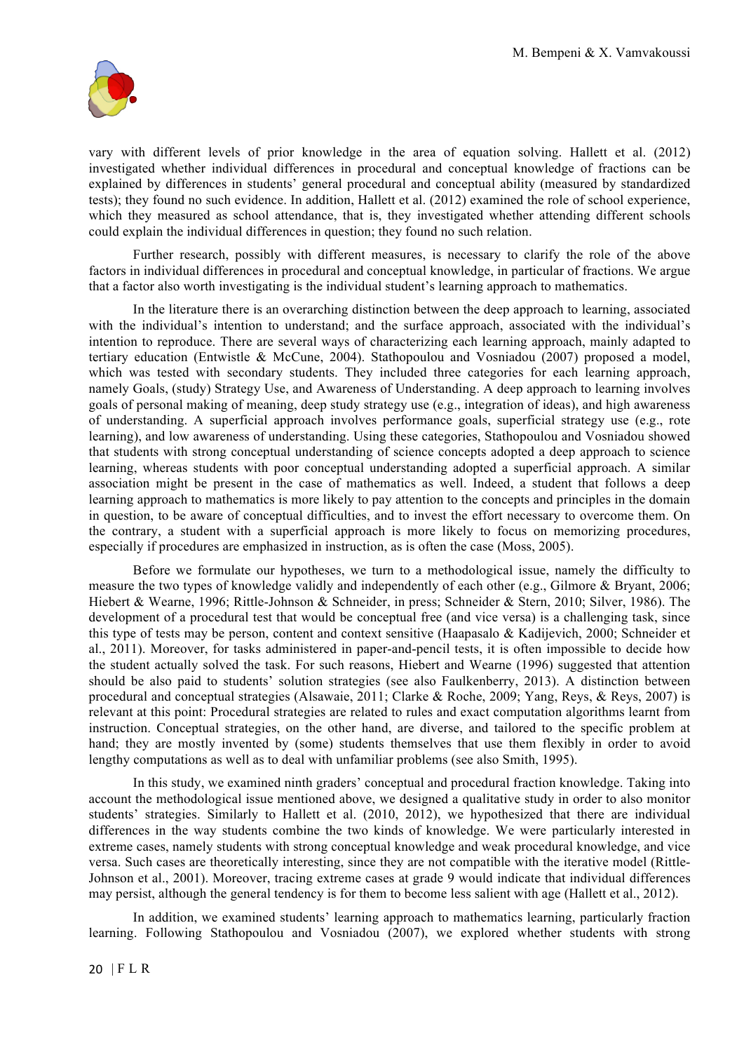vary with different levels of prior knowledge in the area of equation solving. Hallett et al. (2012) investigated whether individual differences in procedural and conceptual knowledge of fractions can be explained by differences in students' general procedural and conceptual ability (measured by standardized tests); they found no such evidence. In addition, Hallett et al. (2012) examined the role of school experience, which they measured as school attendance, that is, they investigated whether attending different schools could explain the individual differences in question; they found no such relation.

Further research, possibly with different measures, is necessary to clarify the role of the above factors in individual differences in procedural and conceptual knowledge, in particular of fractions. We argue that a factor also worth investigating is the individual student's learning approach to mathematics.

In the literature there is an overarching distinction between the deep approach to learning, associated with the individual's intention to understand; and the surface approach, associated with the individual's intention to reproduce. There are several ways of characterizing each learning approach, mainly adapted to tertiary education (Entwistle & McCune, 2004). Stathopoulou and Vosniadou (2007) proposed a model, which was tested with secondary students. They included three categories for each learning approach, namely Goals, (study) Strategy Use, and Awareness of Understanding. A deep approach to learning involves goals of personal making of meaning, deep study strategy use (e.g., integration of ideas), and high awareness of understanding. A superficial approach involves performance goals, superficial strategy use (e.g., rote learning), and low awareness of understanding. Using these categories, Stathopoulou and Vosniadou showed that students with strong conceptual understanding of science concepts adopted a deep approach to science learning, whereas students with poor conceptual understanding adopted a superficial approach. A similar association might be present in the case of mathematics as well. Indeed, a student that follows a deep learning approach to mathematics is more likely to pay attention to the concepts and principles in the domain in question, to be aware of conceptual difficulties, and to invest the effort necessary to overcome them. On the contrary, a student with a superficial approach is more likely to focus on memorizing procedures, especially if procedures are emphasized in instruction, as is often the case (Moss, 2005).

Before we formulate our hypotheses, we turn to a methodological issue, namely the difficulty to measure the two types of knowledge validly and independently of each other (e.g., Gilmore & Bryant, 2006; Hiebert & Wearne, 1996; Rittle-Johnson & Schneider, in press; Schneider & Stern, 2010; Silver, 1986). The development of a procedural test that would be conceptual free (and vice versa) is a challenging task, since this type of tests may be person, content and context sensitive (Haapasalo & Kadijevich, 2000; Schneider et al., 2011). Moreover, for tasks administered in paper-and-pencil tests, it is often impossible to decide how the student actually solved the task. For such reasons, Hiebert and Wearne (1996) suggested that attention should be also paid to students' solution strategies (see also Faulkenberry, 2013). A distinction between procedural and conceptual strategies (Alsawaie, 2011; Clarke & Roche, 2009; Yang, Reys, & Reys, 2007) is relevant at this point: Procedural strategies are related to rules and exact computation algorithms learnt from instruction. Conceptual strategies, on the other hand, are diverse, and tailored to the specific problem at hand; they are mostly invented by (some) students themselves that use them flexibly in order to avoid lengthy computations as well as to deal with unfamiliar problems (see also Smith, 1995).

In this study, we examined ninth graders' conceptual and procedural fraction knowledge. Taking into account the methodological issue mentioned above, we designed a qualitative study in order to also monitor students' strategies. Similarly to Hallett et al. (2010, 2012), we hypothesized that there are individual differences in the way students combine the two kinds of knowledge. We were particularly interested in extreme cases, namely students with strong conceptual knowledge and weak procedural knowledge, and vice versa. Such cases are theoretically interesting, since they are not compatible with the iterative model (Rittle-Johnson et al., 2001). Moreover, tracing extreme cases at grade 9 would indicate that individual differences may persist, although the general tendency is for them to become less salient with age (Hallett et al., 2012).

In addition, we examined students' learning approach to mathematics learning, particularly fraction learning. Following Stathopoulou and Vosniadou (2007), we explored whether students with strong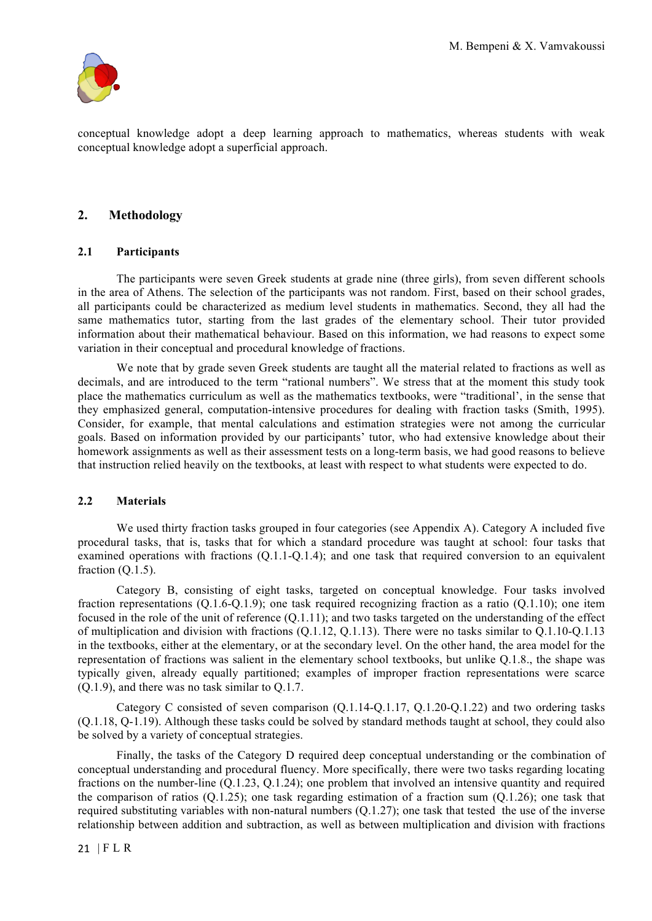conceptual knowledge adopt a deep learning approach to mathematics, whereas students with weak conceptual knowledge adopt a superficial approach.

## 2. Methodology

### 2.1 Participants

The participants were seven Greek students at grade nine (three girls), from seven different schools in the area of Athens. The selection of the participants was not random. First, based on their school grades, all participants could be characterized as medium level students in mathematics. Second, they all had the same mathematics tutor, starting from the last grades of the elementary school. Their tutor provided information about their mathematical behaviour. Based on this information, we had reasons to expect some variation in their conceptual and procedural knowledge of fractions.

We note that by grade seven Greek students are taught all the material related to fractions as well as decimals, and are introduced to the term "rational numbers". We stress that at the moment this study took place the mathematics curriculum as well as the mathematics textbooks, were "traditional', in the sense that they emphasized general, computation-intensive procedures for dealing with fraction tasks (Smith, 1995). Consider, for example, that mental calculations and estimation strategies were not among the curricular goals. Based on information provided by our participants' tutor, who had extensive knowledge about their homework assignments as well as their assessment tests on a long-term basis, we had good reasons to believe that instruction relied heavily on the textbooks, at least with respect to what students were expected to do.

### 2.2 Materials

We used thirty fraction tasks grouped in four categories (see Appendix A). Category A included five procedural tasks, that is, tasks that for which a standard procedure was taught at school: four tasks that examined operations with fractions (Q.1.1-Q.1.4); and one task that required conversion to an equivalent fraction (Q.1.5).

Category B, consisting of eight tasks, targeted on conceptual knowledge. Four tasks involved fraction representations (Q.1.6-Q.1.9); one task required recognizing fraction as a ratio (Q.1.10); one item focused in the role of the unit of reference (Q.1.11); and two tasks targeted on the understanding of the effect of multiplication and division with fractions (Q.1.12, Q.1.13). There were no tasks similar to Q.1.10-Q.1.13 in the textbooks, either at the elementary, or at the secondary level. On the other hand, the area model for the representation of fractions was salient in the elementary school textbooks, but unlike Q.1.8., the shape was typically given, already equally partitioned; examples of improper fraction representations were scarce (Q.1.9), and there was no task similar to Q.1.7.

Category C consisted of seven comparison (Q.1.14-Q.1.17, Q.1.20-Q.1.22) and two ordering tasks (Q.1.18, Q-1.19). Although these tasks could be solved by standard methods taught at school, they could also be solved by a variety of conceptual strategies.

Finally, the tasks of the Category D required deep conceptual understanding or the combination of conceptual understanding and procedural fluency. More specifically, there were two tasks regarding locating fractions on the number-line (Q.1.23, Q.1.24); one problem that involved an intensive quantity and required the comparison of ratios (Q.1.25); one task regarding estimation of a fraction sum (Q.1.26); one task that required substituting variables with non-natural numbers (Q.1.27); one task that tested the use of the inverse relationship between addition and subtraction, as well as between multiplication and division with fractions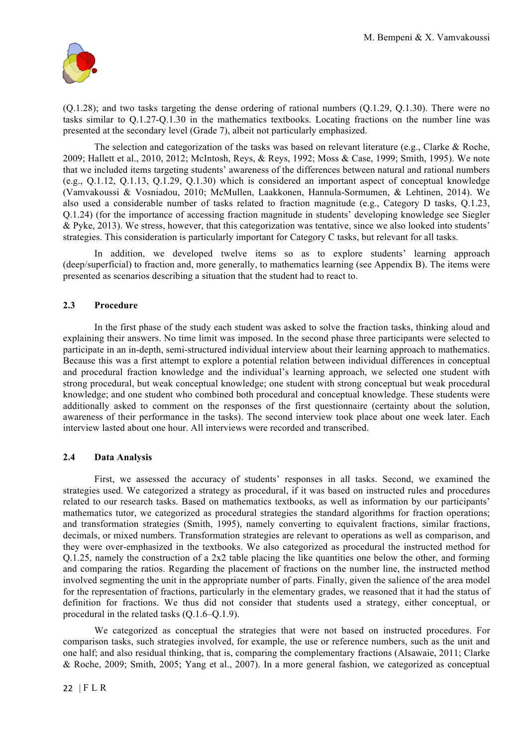(Q.1.28); and two tasks targeting the dense ordering of rational numbers (Q.1.29, Q.1.30). There were no tasks similar to Q.1.27-Q.1.30 in the mathematics textbooks. Locating fractions on the number line was presented at the secondary level (Grade 7), albeit not particularly emphasized.

The selection and categorization of the tasks was based on relevant literature (e.g., Clarke & Roche, 2009; Hallett et al., 2010, 2012; McIntosh, Reys, & Reys, 1992; Moss & Case, 1999; Smith, 1995). We note that we included items targeting students' awareness of the differences between natural and rational numbers (e.g., Q.1.12, Q.1.13, Q.1.29, Q.1.30) which is considered an important aspect of conceptual knowledge (Vamvakoussi & Vosniadou, 2010; McMullen, Laakkonen, Hannula-Sormumen, & Lehtinen, 2014). We also used a considerable number of tasks related to fraction magnitude (e.g., Category D tasks, Q.1.23, Q.1.24) (for the importance of accessing fraction magnitude in students' developing knowledge see Siegler & Pyke, 2013). We stress, however, that this categorization was tentative, since we also looked into students' strategies. This consideration is particularly important for Category C tasks, but relevant for all tasks.

In addition, we developed twelve items so as to explore students' learning approach (deep/superficial) to fraction and, more generally, to mathematics learning (see Appendix B). The items were presented as scenarios describing a situation that the student had to react to.

### 2.3 Procedure

In the first phase of the study each student was asked to solve the fraction tasks, thinking aloud and explaining their answers. No time limit was imposed. In the second phase three participants were selected to participate in an in-depth, semi-structured individual interview about their learning approach to mathematics. Because this was a first attempt to explore a potential relation between individual differences in conceptual and procedural fraction knowledge and the individual's learning approach, we selected one student with strong procedural, but weak conceptual knowledge; one student with strong conceptual but weak procedural knowledge; and one student who combined both procedural and conceptual knowledge. These students were additionally asked to comment on the responses of the first questionnaire (certainty about the solution, awareness of their performance in the tasks). The second interview took place about one week later. Each interview lasted about one hour. All interviews were recorded and transcribed.

### 2.4 Data Analysis

First, we assessed the accuracy of students' responses in all tasks. Second, we examined the strategies used. We categorized a strategy as procedural, if it was based on instructed rules and procedures related to our research tasks. Based on mathematics textbooks, as well as information by our participants' mathematics tutor, we categorized as procedural strategies the standard algorithms for fraction operations; and transformation strategies (Smith, 1995), namely converting to equivalent fractions, similar fractions, decimals, or mixed numbers. Transformation strategies are relevant to operations as well as comparison, and they were over-emphasized in the textbooks. We also categorized as procedural the instructed method for Q.1.25, namely the construction of a 2x2 table placing the like quantities one below the other, and forming and comparing the ratios. Regarding the placement of fractions on the number line, the instructed method involved segmenting the unit in the appropriate number of parts. Finally, given the salience of the area model for the representation of fractions, particularly in the elementary grades, we reasoned that it had the status of definition for fractions. We thus did not consider that students used a strategy, either conceptual, or procedural in the related tasks (Q.1.6–Q.1.9).

We categorized as conceptual the strategies that were not based on instructed procedures. For comparison tasks, such strategies involved, for example, the use or reference numbers, such as the unit and one half; and also residual thinking, that is, comparing the complementary fractions (Alsawaie, 2011; Clarke & Roche, 2009; Smith, 2005; Yang et al., 2007). In a more general fashion, we categorized as conceptual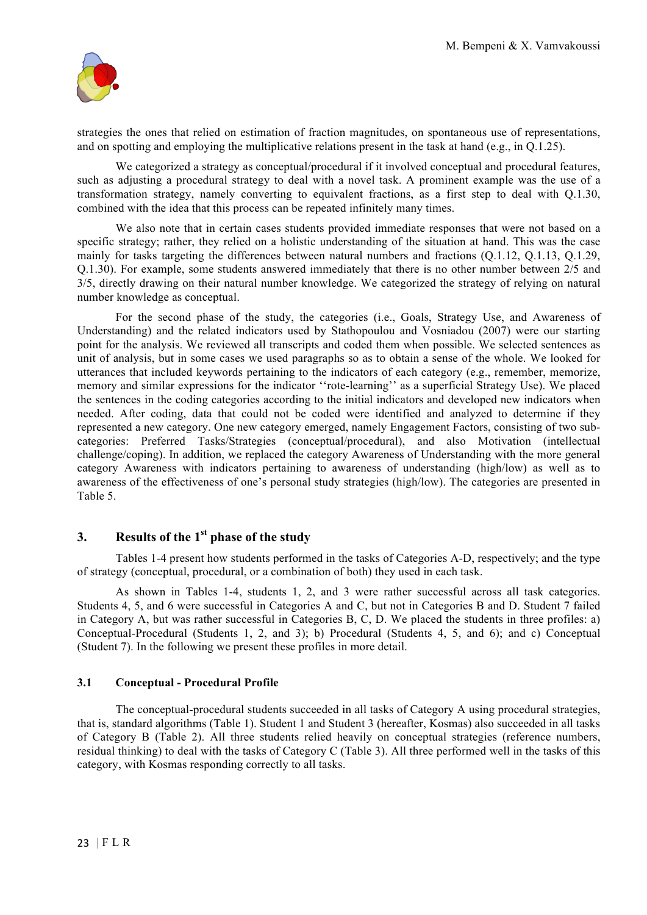strategies the ones that relied on estimation of fraction magnitudes, on spontaneous use of representations, and on spotting and employing the multiplicative relations present in the task at hand (e.g., in Q.1.25).

We categorized a strategy as conceptual/procedural if it involved conceptual and procedural features, such as adjusting a procedural strategy to deal with a novel task. A prominent example was the use of a transformation strategy, namely converting to equivalent fractions, as a first step to deal with Q.1.30, combined with the idea that this process can be repeated infinitely many times.

We also note that in certain cases students provided immediate responses that were not based on a specific strategy; rather, they relied on a holistic understanding of the situation at hand. This was the case mainly for tasks targeting the differences between natural numbers and fractions (Q.1.12, Q.1.13, Q.1.29, Q.1.30). For example, some students answered immediately that there is no other number between 2/5 and 3/5, directly drawing on their natural number knowledge. We categorized the strategy of relying on natural number knowledge as conceptual.

For the second phase of the study, the categories (i.e., Goals, Strategy Use, and Awareness of Understanding) and the related indicators used by Stathopoulou and Vosniadou (2007) were our starting point for the analysis. We reviewed all transcripts and coded them when possible. We selected sentences as unit of analysis, but in some cases we used paragraphs so as to obtain a sense of the whole. We looked for utterances that included keywords pertaining to the indicators of each category (e.g., remember, memorize, memory and similar expressions for the indicator ''rote-learning'' as a superficial Strategy Use). We placed the sentences in the coding categories according to the initial indicators and developed new indicators when needed. After coding, data that could not be coded were identified and analyzed to determine if they represented a new category. One new category emerged, namely Engagement Factors, consisting of two sub-categories: Preferred Tasks/Strategies (conceptual/procedural), and also Motivation (intellectual challenge/coping). In addition, we replaced the category Awareness of Understanding with the more general category Awareness with indicators pertaining to awareness of understanding (high/low) as well as to awareness of the effectiveness of one's personal study strategies (high/low). The categories are presented in Table 5.

## 3. Results of the 1st phase of the study

Tables 1-4 present how students performed in the tasks of Categories A-D, respectively; and the type of strategy (conceptual, procedural, or a combination of both) they used in each task.

As shown in Tables 1-4, students 1, 2, and 3 were rather successful across all task categories. Students 4, 5, and 6 were successful in Categories A and C, but not in Categories B and D. Student 7 failed in Category A, but was rather successful in Categories B, C, D. We placed the students in three profiles: a) Conceptual-Procedural (Students 1, 2, and 3); b) Procedural (Students 4, 5, and 6); and c) Conceptual (Student 7). In the following we present these profiles in more detail.

### 3.1 Conceptual - Procedural Profile

The conceptual-procedural students succeeded in all tasks of Category A using procedural strategies, that is, standard algorithms (Table 1). Student 1 and Student 3 (hereafter, Kosmas) also succeeded in all tasks of Category B (Table 2). All three students relied heavily on conceptual strategies (reference numbers, residual thinking) to deal with the tasks of Category C (Table 3). All three performed well in the tasks of this category, with Kosmas responding correctly to all tasks.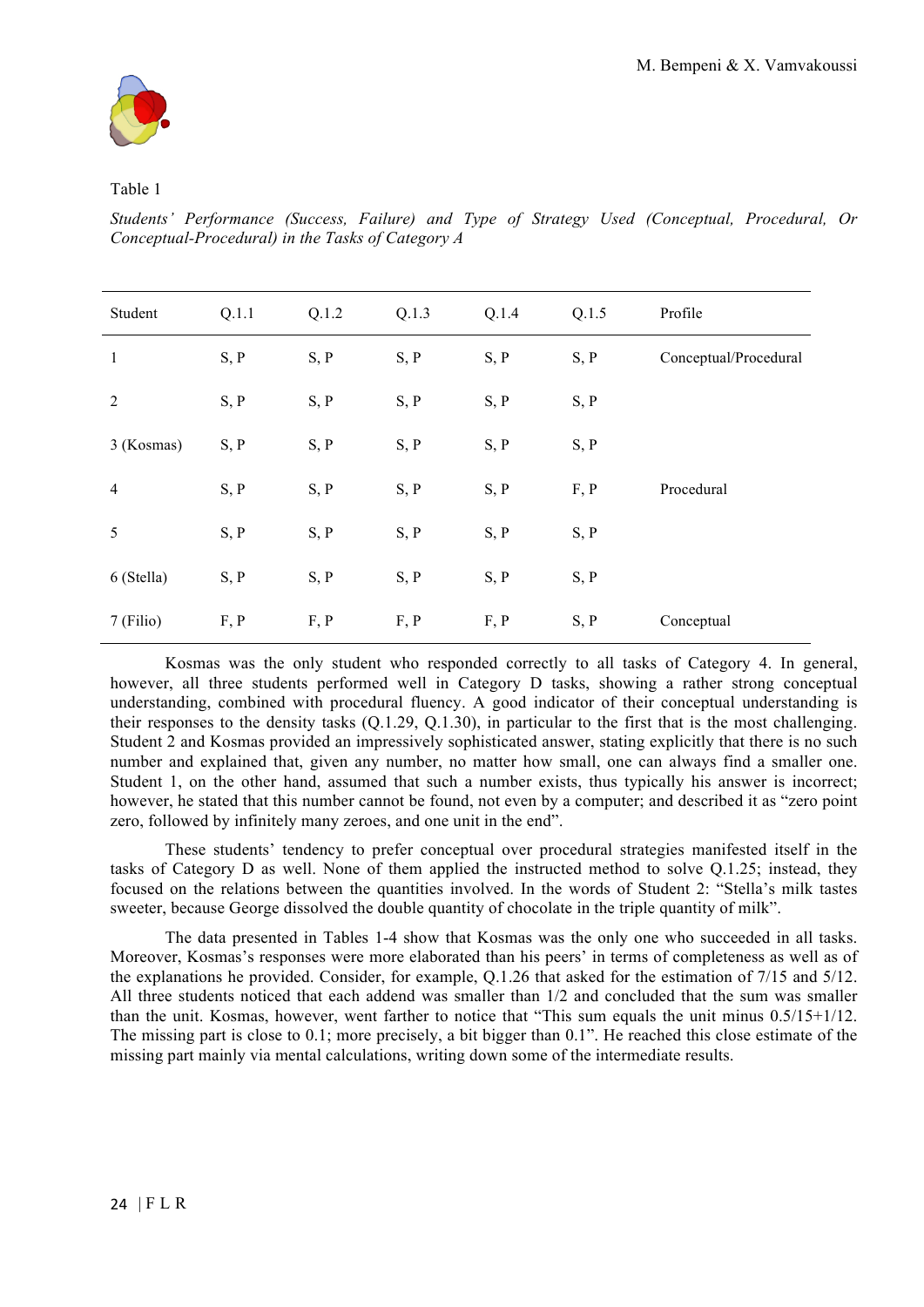Table 1

*Students' Performance (Success, Failure) and Type of Strategy Used (Conceptual, Procedural, Or Conceptual-Procedural) in the Tasks of Category A*

| Student | Q.1.1 | Q.1.2 | Q.1.3 | Q.1.4 | Q.1.5 | Profile |
|---|---|---|---|---|---|---|
| 1 | S, P | S, P | S, P | S, P | S, P | Conceptual/Procedural |
| 2 | S, P | S, P | S, P | S, P | S, P | |
| 3 (Kosmas) | S, P | S, P | S, P | S, P | S, P | |
| 4 | S, P | S, P | S, P | S, P | F, P | Procedural |
| 5 | S, P | S, P | S, P | S, P | S, P | |
| 6 (Stella) | S, P | S, P | S, P | S, P | S, P | |
| 7 (Filio) | F, P | F, P | F, P | F, P | S, P | Conceptual |

Kosmas was the only student who responded correctly to all tasks of Category 4. In general, however, all three students performed well in Category D tasks, showing a rather strong conceptual understanding, combined with procedural fluency. A good indicator of their conceptual understanding is their responses to the density tasks (Q.1.29, Q.1.30), in particular to the first that is the most challenging. Student 2 and Kosmas provided an impressively sophisticated answer, stating explicitly that there is no such number and explained that, given any number, no matter how small, one can always find a smaller one. Student 1, on the other hand, assumed that such a number exists, thus typically his answer is incorrect; however, he stated that this number cannot be found, not even by a computer; and described it as "zero point zero, followed by infinitely many zeroes, and one unit in the end".

These students' tendency to prefer conceptual over procedural strategies manifested itself in the tasks of Category D as well. None of them applied the instructed method to solve Q.1.25; instead, they focused on the relations between the quantities involved. In the words of Student 2: "Stella's milk tastes sweeter, because George dissolved the double quantity of chocolate in the triple quantity of milk".

The data presented in Tables 1-4 show that Kosmas was the only one who succeeded in all tasks. Moreover, Kosmas's responses were more elaborated than his peers' in terms of completeness as well as of the explanations he provided. Consider, for example, Q.1.26 that asked for the estimation of 7/15 and 5/12. All three students noticed that each addend was smaller than 1/2 and concluded that the sum was smaller than the unit. Kosmas, however, went farther to notice that "This sum equals the unit minus 0.5/15+1/12. The missing part is close to 0.1; more precisely, a bit bigger than 0.1". He reached this close estimate of the missing part mainly via mental calculations, writing down some of the intermediate results.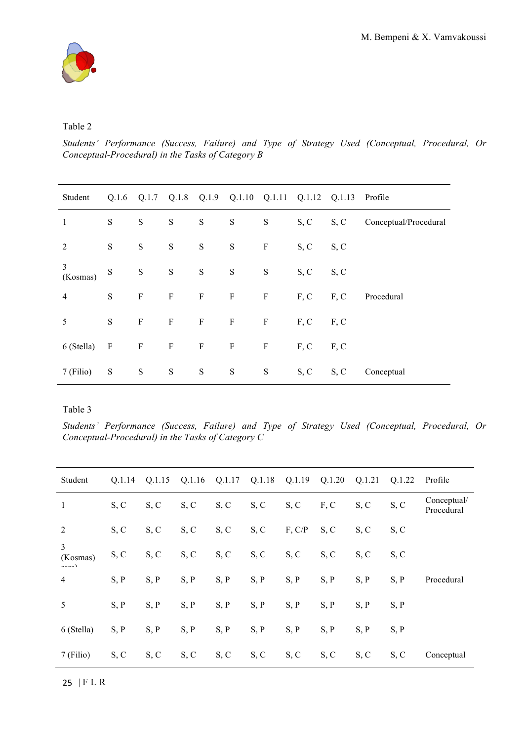Table 2

*Students' Performance (Success, Failure) and Type of Strategy Used (Conceptual, Procedural, Or Conceptual-Procedural) in the Tasks of Category B*

| Student | Q.1.6 | Q.1.7 | Q.1.8 | Q.1.9 | Q.1.10 | Q.1.11 | Q.1.12 | Q.1.13 | Profile |
|---|---|---|---|---|---|---|---|---|---|
| 1 | S | S | S | S | S | S | S, C | S, C | Conceptual/Procedural |
| 2 | S | S | S | S | S | F | S, C | S, C | |
| 3 (Kosmas) | S | S | S | S | S | S | S, C | S, C | |
| 4 | S | F | F | F | F | F | F, C | F, C | Procedural |
| 5 | S | F | F | F | F | F | F, C | F, C | |
| 6 (Stella) | F | F | F | F | F | F | F, C | F, C | |
| 7 (Filio) | S | S | S | S | S | S | S, C | S, C | Conceptual |

Table 3

*Students' Performance (Success, Failure) and Type of Strategy Used (Conceptual, Procedural, Or Conceptual-Procedural) in the Tasks of Category C*

| Student | Q.1.14 | Q.1.15 | Q.1.16 | Q.1.17 | Q.1.18 | Q.1.19 | Q.1.20 | Q.1.21 | Q.1.22 | Profile |
|---|---|---|---|---|---|---|---|---|---|---|
| 1 | S, C | S, C | S, C | S, C | S, C | S, C | F, C | S, C | S, C | Conceptual/ Procedural |
| 2 | S, C | S, C | S, C | S, C | S, C | F, C/P | S, C | S, C | S, C | |
| 3 (Kosmas) | S, C | S, C | S, C | S, C | S, C | S, C | S, C | S, C | S, C | |
| 4 | S, P | S, P | S, P | S, P | S, P | S, P | S, P | S, P | S, P | Procedural |
| 5 | S, P | S, P | S, P | S, P | S, P | S, P | S, P | S, P | S, P | |
| 6 (Stella) | S, P | S, P | S, P | S, P | S, P | S, P | S, P | S, P | S, P | |
| 7 (Filio) | S, C | S, C | S, C | S, C | S, C | S, C | S, C | S, C | S, C | Conceptual |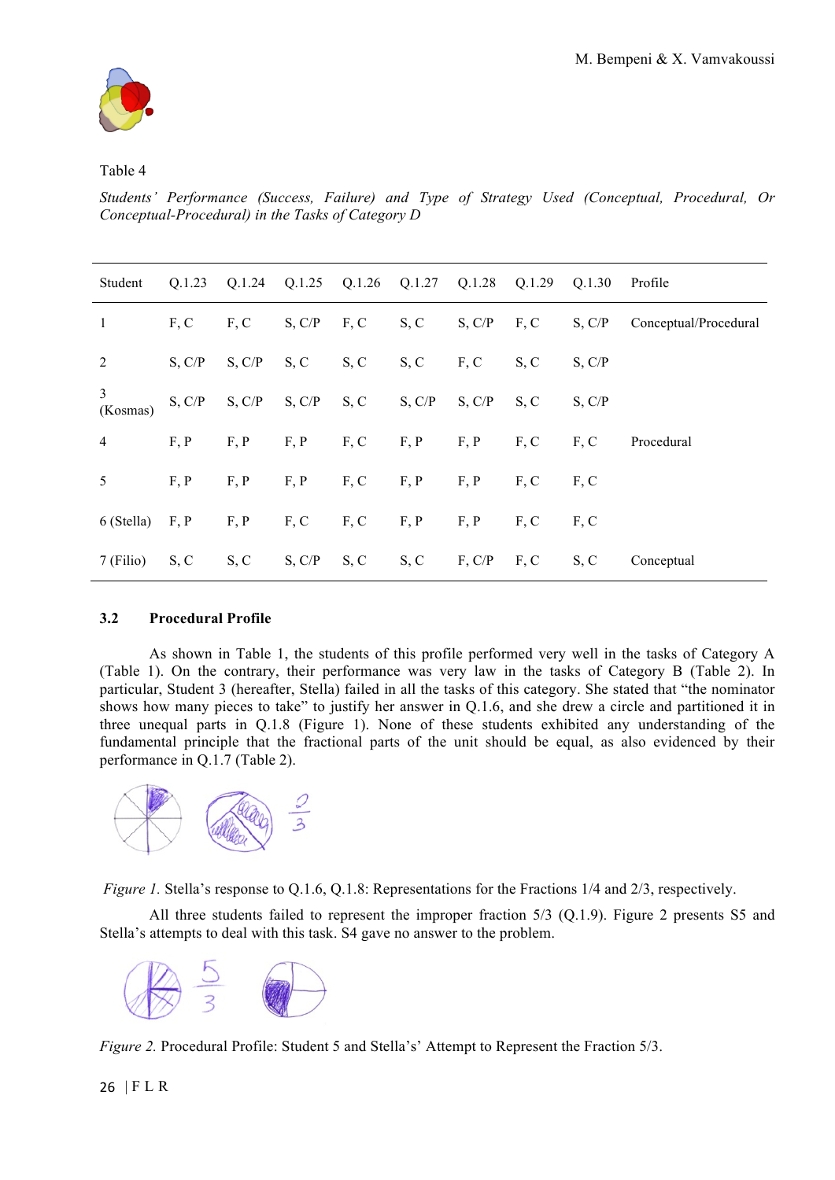Table 4

*Students' Performance (Success, Failure) and Type of Strategy Used (Conceptual, Procedural, Or Conceptual-Procedural) in the Tasks of Category D*

| Student | Q.1.23 | Q.1.24 | Q.1.25 | Q.1.26 | Q.1.27 | Q.1.28 | Q.1.29 | Q.1.30 | Profile |
|---|---|---|---|---|---|---|---|---|---|
| 1 | F, C | F, C | S, C/P | F, C | S, C | S, C/P | F, C | S, C/P | Conceptual/Procedural |
| 2 | S, C/P | S, C/P | S, C | S, C | S, C | F, C | S, C | S, C/P | |
| 3 (Kosmas) | S, C/P | S, C/P | S, C/P | S, C | S, C/P | S, C/P | S, C | S, C/P | |
| 4 | F, P | F, P | F, P | F, C | F, P | F, P | F, C | F, C | Procedural |
| 5 | F, P | F, P | F, P | F, C | F, P | F, P | F, C | F, C | |
| 6 (Stella) | F, P | F, P | F, C | F, C | F, P | F, P | F, C | F, C | |
| 7 (Filio) | S, C | S, C | S, C/P | S, C | S, C | F, C/P | F, C | S, C | Conceptual |

### 3.2 Procedural Profile

As shown in Table 1, the students of this profile performed very well in the tasks of Category A (Table 1). On the contrary, their performance was very law in the tasks of Category B (Table 2). In particular, Student 3 (hereafter, Stella) failed in all the tasks of this category. She stated that "the nominator shows how many pieces to take" to justify her answer in Q.1.6, and she drew a circle and partitioned it in three unequal parts in Q.1.8 (Figure 1). None of these students exhibited any understanding of the fundamental principle that the fractional parts of the unit should be equal, as also evidenced by their performance in Q.1.7 (Table 2).

*Figure 1.* Stella's response to Q.1.6, Q.1.8: Representations for the Fractions 1/4 and 2/3, respectively.

All three students failed to represent the improper fraction 5/3 (Q.1.9). Figure 2 presents S5 and Stella's attempts to deal with this task. S4 gave no answer to the problem.

*Figure 2.* Procedural Profile: Student 5 and Stella's' Attempt to Represent the Fraction 5/3.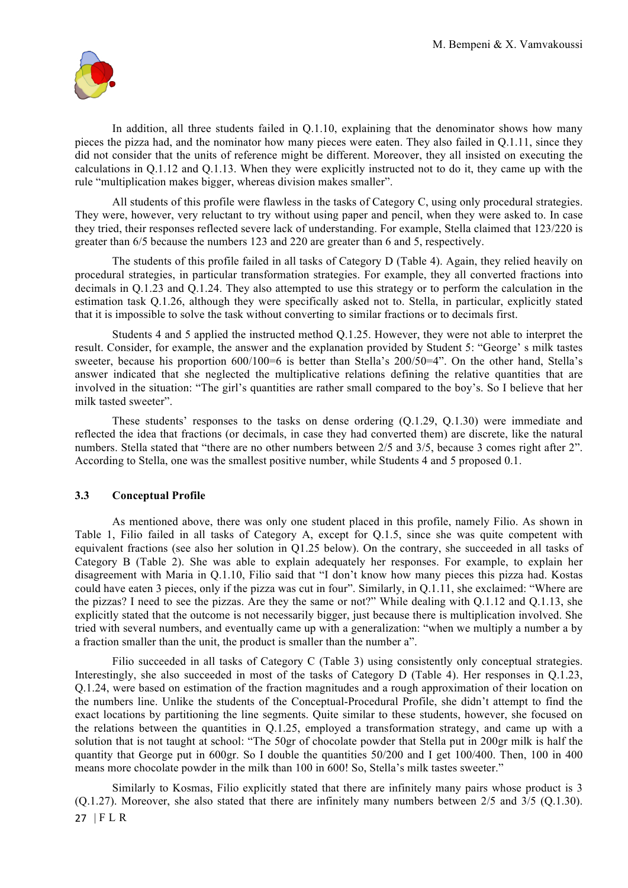In addition, all three students failed in Q.1.10, explaining that the denominator shows how many pieces the pizza had, and the nominator how many pieces were eaten. They also failed in Q.1.11, since they did not consider that the units of reference might be different. Moreover, they all insisted on executing the calculations in Q.1.12 and Q.1.13. When they were explicitly instructed not to do it, they came up with the rule "multiplication makes bigger, whereas division makes smaller".

All students of this profile were flawless in the tasks of Category C, using only procedural strategies. They were, however, very reluctant to try without using paper and pencil, when they were asked to. In case they tried, their responses reflected severe lack of understanding. For example, Stella claimed that 123/220 is greater than 6/5 because the numbers 123 and 220 are greater than 6 and 5, respectively.

The students of this profile failed in all tasks of Category D (Table 4). Again, they relied heavily on procedural strategies, in particular transformation strategies. For example, they all converted fractions into decimals in Q.1.23 and Q.1.24. They also attempted to use this strategy or to perform the calculation in the estimation task Q.1.26, although they were specifically asked not to. Stella, in particular, explicitly stated that it is impossible to solve the task without converting to similar fractions or to decimals first.

Students 4 and 5 applied the instructed method Q.1.25. However, they were not able to interpret the result. Consider, for example, the answer and the explanation provided by Student 5: "George' s milk tastes sweeter, because his proportion 600/100=6 is better than Stella's 200/50=4". On the other hand, Stella's answer indicated that she neglected the multiplicative relations defining the relative quantities that are involved in the situation: "The girl's quantities are rather small compared to the boy's. So I believe that her milk tasted sweeter".

These students' responses to the tasks on dense ordering (Q.1.29, Q.1.30) were immediate and reflected the idea that fractions (or decimals, in case they had converted them) are discrete, like the natural numbers. Stella stated that "there are no other numbers between 2/5 and 3/5, because 3 comes right after 2". According to Stella, one was the smallest positive number, while Students 4 and 5 proposed 0.1.

### 3.3 Conceptual Profile

As mentioned above, there was only one student placed in this profile, namely Filio. As shown in Table 1, Filio failed in all tasks of Category A, except for Q.1.5, since she was quite competent with equivalent fractions (see also her solution in Q1.25 below). On the contrary, she succeeded in all tasks of Category B (Table 2). She was able to explain adequately her responses. For example, to explain her disagreement with Maria in Q.1.10, Filio said that "I don't know how many pieces this pizza had. Kostas could have eaten 3 pieces, only if the pizza was cut in four". Similarly, in Q.1.11, she exclaimed: "Where are the pizzas? I need to see the pizzas. Are they the same or not?" While dealing with Q.1.12 and Q.1.13, she explicitly stated that the outcome is not necessarily bigger, just because there is multiplication involved. She tried with several numbers, and eventually came up with a generalization: "when we multiply a number a by a fraction smaller than the unit, the product is smaller than the number a".

Filio succeeded in all tasks of Category C (Table 3) using consistently only conceptual strategies. Interestingly, she also succeeded in most of the tasks of Category D (Table 4). Her responses in Q.1.23, Q.1.24, were based on estimation of the fraction magnitudes and a rough approximation of their location on the numbers line. Unlike the students of the Conceptual-Procedural Profile, she didn't attempt to find the exact locations by partitioning the line segments. Quite similar to these students, however, she focused on the relations between the quantities in Q.1.25, employed a transformation strategy, and came up with a solution that is not taught at school: "The 50gr of chocolate powder that Stella put in 200gr milk is half the quantity that George put in 600gr. So I double the quantities 50/200 and I get 100/400. Then, 100 in 400 means more chocolate powder in the milk than 100 in 600! So, Stella's milk tastes sweeter."

Similarly to Kosmas, Filio explicitly stated that there are infinitely many pairs whose product is 3 (Q.1.27). Moreover, she also stated that there are infinitely many numbers between 2/5 and 3/5 (Q.1.30).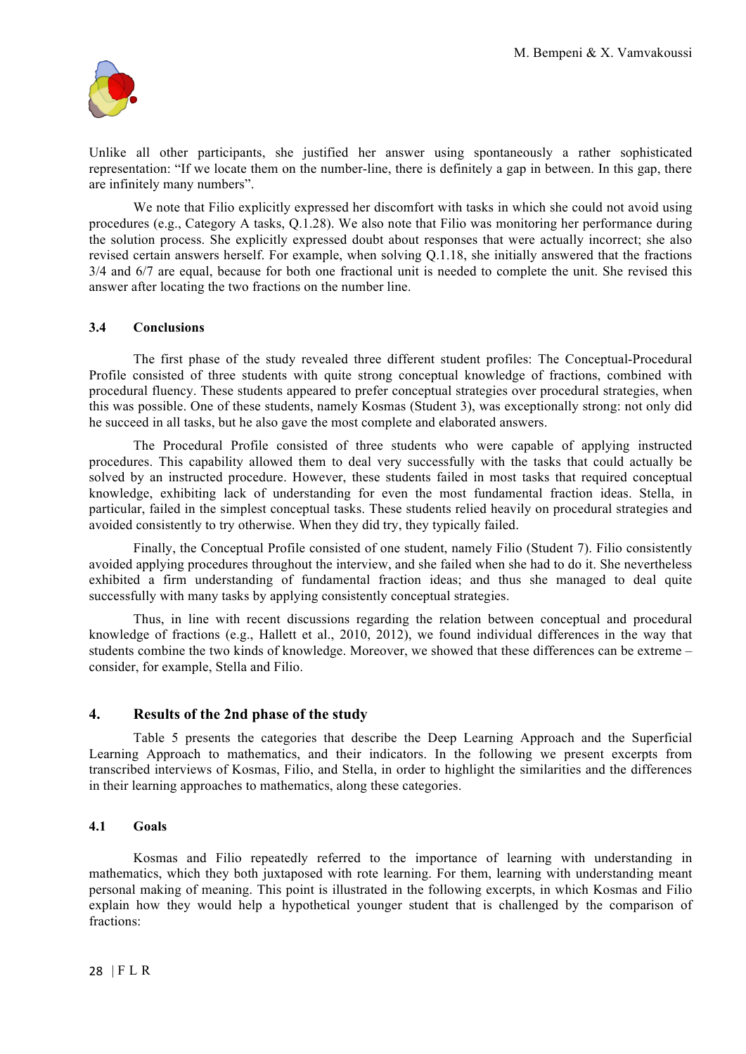Unlike all other participants, she justified her answer using spontaneously a rather sophisticated representation: “If we locate them on the number-line, there is definitely a gap in between. In this gap, there are infinitely many numbers”.

We note that Filio explicitly expressed her discomfort with tasks in which she could not avoid using procedures (e.g., Category A tasks, Q.1.28). We also note that Filio was monitoring her performance during the solution process. She explicitly expressed doubt about responses that were actually incorrect; she also revised certain answers herself. For example, when solving Q.1.18, she initially answered that the fractions 3/4 and 6/7 are equal, because for both one fractional unit is needed to complete the unit. She revised this answer after locating the two fractions on the number line.

### 3.4 Conclusions

The first phase of the study revealed three different student profiles: The Conceptual-Procedural Profile consisted of three students with quite strong conceptual knowledge of fractions, combined with procedural fluency. These students appeared to prefer conceptual strategies over procedural strategies, when this was possible. One of these students, namely Kosmas (Student 3), was exceptionally strong: not only did he succeed in all tasks, but he also gave the most complete and elaborated answers.

The Procedural Profile consisted of three students who were capable of applying instructed procedures. This capability allowed them to deal very successfully with the tasks that could actually be solved by an instructed procedure. However, these students failed in most tasks that required conceptual knowledge, exhibiting lack of understanding for even the most fundamental fraction ideas. Stella, in particular, failed in the simplest conceptual tasks. These students relied heavily on procedural strategies and avoided consistently to try otherwise. When they did try, they typically failed.

Finally, the Conceptual Profile consisted of one student, namely Filio (Student 7). Filio consistently avoided applying procedures throughout the interview, and she failed when she had to do it. She nevertheless exhibited a firm understanding of fundamental fraction ideas; and thus she managed to deal quite successfully with many tasks by applying consistently conceptual strategies.

Thus, in line with recent discussions regarding the relation between conceptual and procedural knowledge of fractions (e.g., Hallett et al., 2010, 2012), we found individual differences in the way that students combine the two kinds of knowledge. Moreover, we showed that these differences can be extreme – consider, for example, Stella and Filio.

## 4. Results of the 2nd phase of the study

Table 5 presents the categories that describe the Deep Learning Approach and the Superficial Learning Approach to mathematics, and their indicators. In the following we present excerpts from transcribed interviews of Kosmas, Filio, and Stella, in order to highlight the similarities and the differences in their learning approaches to mathematics, along these categories.

### 4.1 Goals

Kosmas and Filio repeatedly referred to the importance of learning with understanding in mathematics, which they both juxtaposed with rote learning. For them, learning with understanding meant personal making of meaning. This point is illustrated in the following excerpts, in which Kosmas and Filio explain how they would help a hypothetical younger student that is challenged by the comparison of fractions: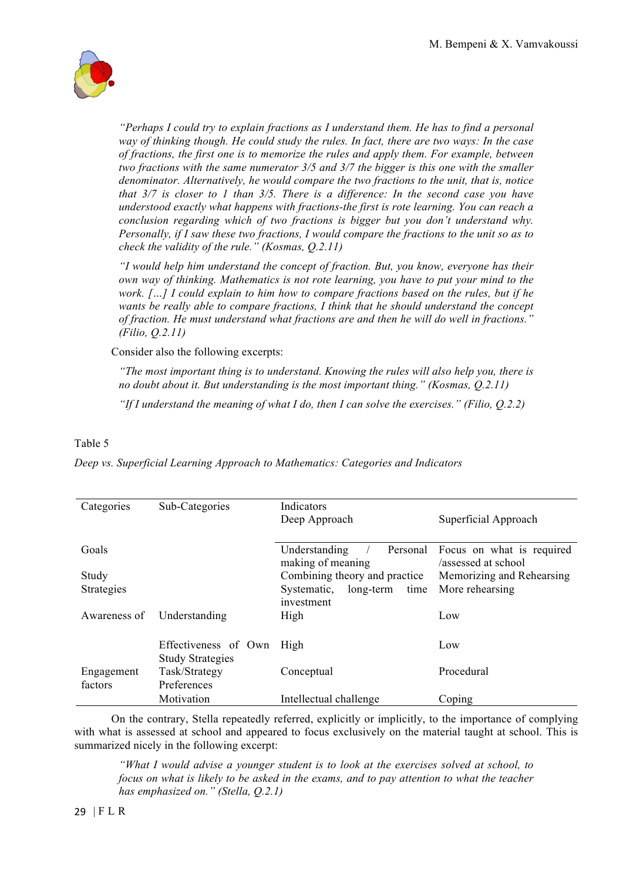*"Perhaps I could try to explain fractions as I understand them. He has to find a personal way of thinking though. He could study the rules. In fact, there are two ways: In the case of fractions, the first one is to memorize the rules and apply them. For example, between two fractions with the same numerator 3/5 and 3/7 the bigger is this one with the smaller denominator. Alternatively, he would compare the two fractions to the unit, that is, notice that 3/7 is closer to 1 than 3/5. There is a difference: In the second case you have understood exactly what happens with fractions-the first is rote learning. You can reach a conclusion regarding which of two fractions is bigger but you don't understand why. Personally, if I saw these two fractions, I would compare the fractions to the unit so as to check the validity of the rule." (Kosmas, Q.2.11)*

*"I would help him understand the concept of fraction. But, you know, everyone has their own way of thinking. Mathematics is not rote learning, you have to put your mind to the work. […] I could explain to him how to compare fractions based on the rules, but if he wants be really able to compare fractions, I think that he should understand the concept of fraction. He must understand what fractions are and then he will do well in fractions." (Filio, Q.2.11)*

Consider also the following excerpts:

*"The most important thing is to understand. Knowing the rules will also help you, there is no doubt about it. But understanding is the most important thing." (Kosmas, Q.2.11)*

*"If I understand the meaning of what I do, then I can solve the exercises." (Filio, Q.2.2)*

Table 5

*Deep vs. Superficial Learning Approach to Mathematics: Categories and Indicators*

| Categories | Sub-Categories | Indicators<br>Deep Approach | Superficial Approach |
|---|---|---|---|
| Goals | | Understanding / Personal making of meaning | Focus on what is required /assessed at school |
| Study Strategies | | Combining theory and practice | Memorizing and Rehearsing |
| | | Systematic, long-term time investment | More rehearsing |
| Awareness of | Understanding | High | Low |
| | Effectiveness of Own Study Strategies | High | Low |
| Engagement factors | Task/Strategy Preferences | Conceptual | Procedural |
| | Motivation | Intellectual challenge | Coping |

On the contrary, Stella repeatedly referred, explicitly or implicitly, to the importance of complying with what is assessed at school and appeared to focus exclusively on the material taught at school. This is summarized nicely in the following excerpt:

*"What I would advise a younger student is to look at the exercises solved at school, to focus on what is likely to be asked in the exams, and to pay attention to what the teacher has emphasized on." (Stella, Q.2.1)*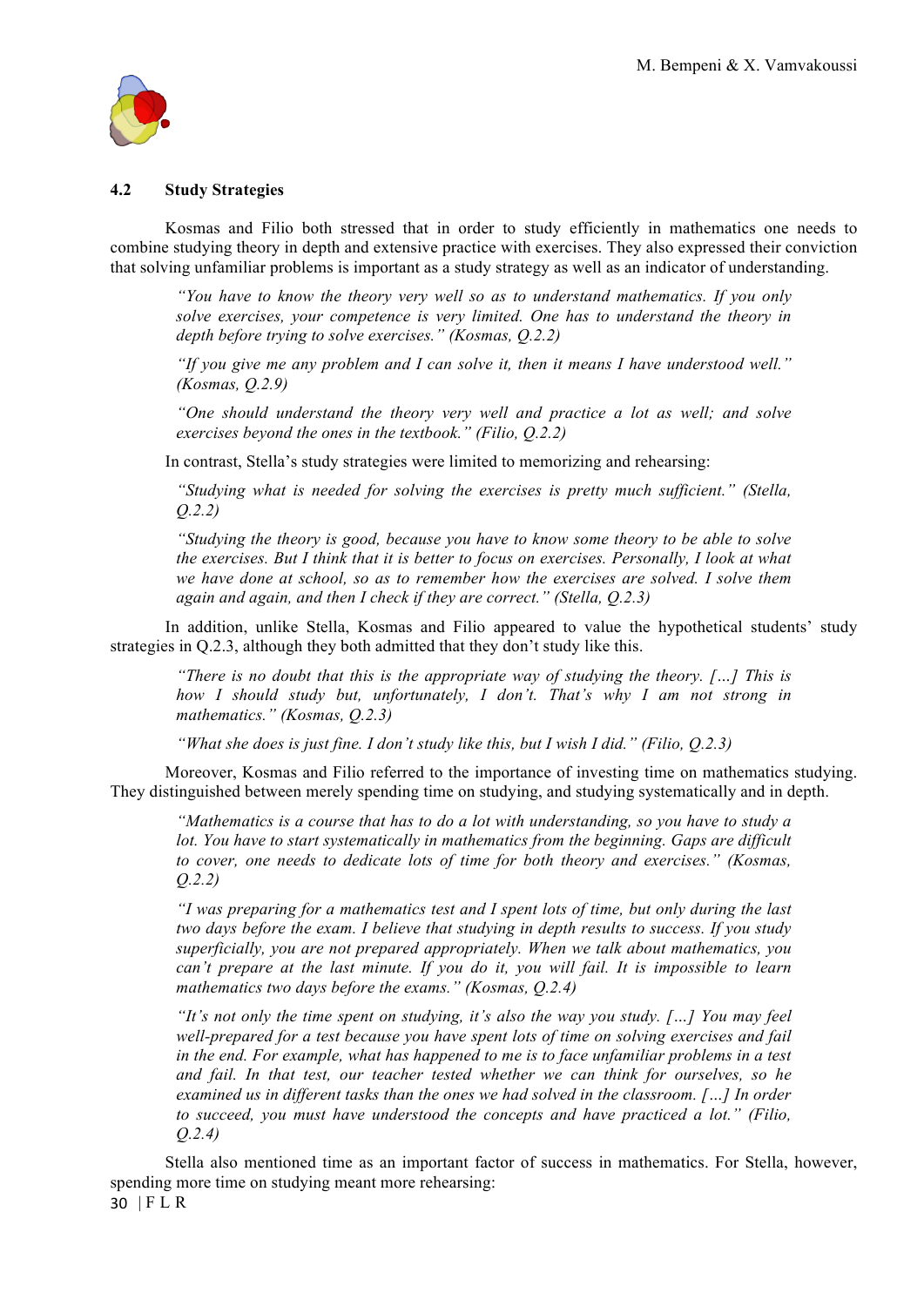### 4.2 Study Strategies

Kosmas and Filio both stressed that in order to study efficiently in mathematics one needs to combine studying theory in depth and extensive practice with exercises. They also expressed their conviction that solving unfamiliar problems is important as a study strategy as well as an indicator of understanding.

> *"You have to know the theory very well so as to understand mathematics. If you only solve exercises, your competence is very limited. One has to understand the theory in depth before trying to solve exercises." (Kosmas, Q.2.2)*

> *"If you give me any problem and I can solve it, then it means I have understood well." (Kosmas, Q.2.9)*

> *"One should understand the theory very well and practice a lot as well; and solve exercises beyond the ones in the textbook." (Filio, Q.2.2)*

In contrast, Stella's study strategies were limited to memorizing and rehearsing:

> *"Studying what is needed for solving the exercises is pretty much sufficient." (Stella, Q.2.2)*

> *"Studying the theory is good, because you have to know some theory to be able to solve the exercises. But I think that it is better to focus on exercises. Personally, I look at what we have done at school, so as to remember how the exercises are solved. I solve them again and again, and then I check if they are correct." (Stella, Q.2.3)*

In addition, unlike Stella, Kosmas and Filio appeared to value the hypothetical students' study strategies in Q.2.3, although they both admitted that they don't study like this.

> *"There is no doubt that this is the appropriate way of studying the theory. […] This is how I should study but, unfortunately, I don't. That's why I am not strong in mathematics." (Kosmas, Q.2.3)*

> *"What she does is just fine. I don't study like this, but I wish I did." (Filio, Q.2.3)*

Moreover, Kosmas and Filio referred to the importance of investing time on mathematics studying. They distinguished between merely spending time on studying, and studying systematically and in depth.

> *"Mathematics is a course that has to do a lot with understanding, so you have to study a lot. You have to start systematically in mathematics from the beginning. Gaps are difficult to cover, one needs to dedicate lots of time for both theory and exercises." (Kosmas, Q.2.2)*

> *"I was preparing for a mathematics test and I spent lots of time, but only during the last two days before the exam. I believe that studying in depth results to success. If you study superficially, you are not prepared appropriately. When we talk about mathematics, you can't prepare at the last minute. If you do it, you will fail. It is impossible to learn mathematics two days before the exams." (Kosmas, Q.2.4)*

> *"It's not only the time spent on studying, it's also the way you study. […] You may feel well-prepared for a test because you have spent lots of time on solving exercises and fail in the end. For example, what has happened to me is to face unfamiliar problems in a test and fail. In that test, our teacher tested whether we can think for ourselves, so he examined us in different tasks than the ones we had solved in the classroom. […] In order to succeed, you must have understood the concepts and have practiced a lot." (Filio, Q.2.4)*

Stella also mentioned time as an important factor of success in mathematics. For Stella, however, spending more time on studying meant more rehearsing: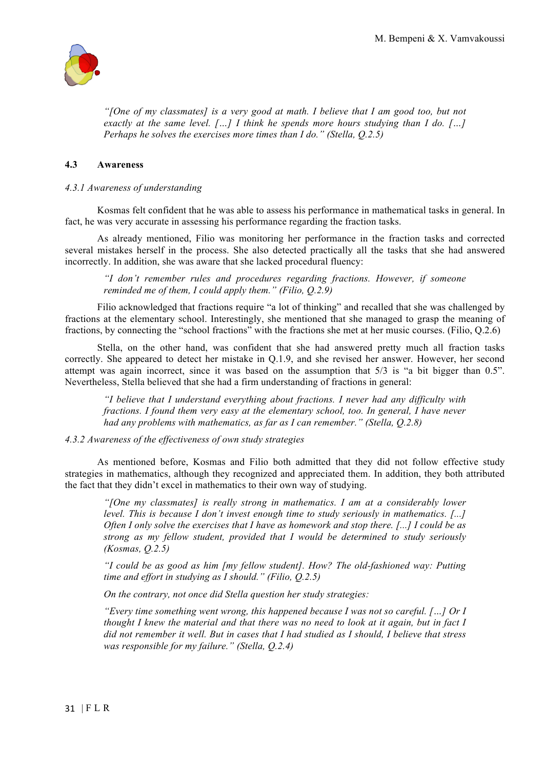> *"[One of my classmates] is a very good at math. I believe that I am good too, but not exactly at the same level. […] I think he spends more hours studying than I do. […] Perhaps he solves the exercises more times than I do." (Stella, Q.2.5)*

### 4.3 Awareness

#### *4.3.1 Awareness of understanding*

Kosmas felt confident that he was able to assess his performance in mathematical tasks in general. In fact, he was very accurate in assessing his performance regarding the fraction tasks.

As already mentioned, Filio was monitoring her performance in the fraction tasks and corrected several mistakes herself in the process. She also detected practically all the tasks that she had answered incorrectly. In addition, she was aware that she lacked procedural fluency:

> *"I don't remember rules and procedures regarding fractions. However, if someone reminded me of them, I could apply them." (Filio, Q.2.9)*

Filio acknowledged that fractions require "a lot of thinking" and recalled that she was challenged by fractions at the elementary school. Interestingly, she mentioned that she managed to grasp the meaning of fractions, by connecting the "school fractions" with the fractions she met at her music courses. (Filio, Q.2.6)

Stella, on the other hand, was confident that she had answered pretty much all fraction tasks correctly. She appeared to detect her mistake in Q.1.9, and she revised her answer. However, her second attempt was again incorrect, since it was based on the assumption that 5/3 is "a bit bigger than 0.5". Nevertheless, Stella believed that she had a firm understanding of fractions in general:

> *"I believe that I understand everything about fractions. I never had any difficulty with fractions. I found them very easy at the elementary school, too. In general, I have never had any problems with mathematics, as far as I can remember." (Stella, Q.2.8)*

#### *4.3.2 Awareness of the effectiveness of own study strategies*

As mentioned before, Kosmas and Filio both admitted that they did not follow effective study strategies in mathematics, although they recognized and appreciated them. In addition, they both attributed the fact that they didn't excel in mathematics to their own way of studying.

> *"[One my classmates] is really strong in mathematics. I am at a considerably lower level. This is because I don't invest enough time to study seriously in mathematics. [...] Often I only solve the exercises that I have as homework and stop there. [...] I could be as strong as my fellow student, provided that I would be determined to study seriously (Kosmas, Q.2.5)*
>
> *"I could be as good as him [my fellow student]. How? The old-fashioned way: Putting time and effort in studying as I should." (Filio, Q.2.5)*
>
> *On the contrary, not once did Stella question her study strategies:*
>
> *"Every time something went wrong, this happened because I was not so careful. […] Or I thought I knew the material and that there was no need to look at it again, but in fact I did not remember it well. But in cases that I had studied as I should, I believe that stress was responsible for my failure." (Stella, Q.2.4)*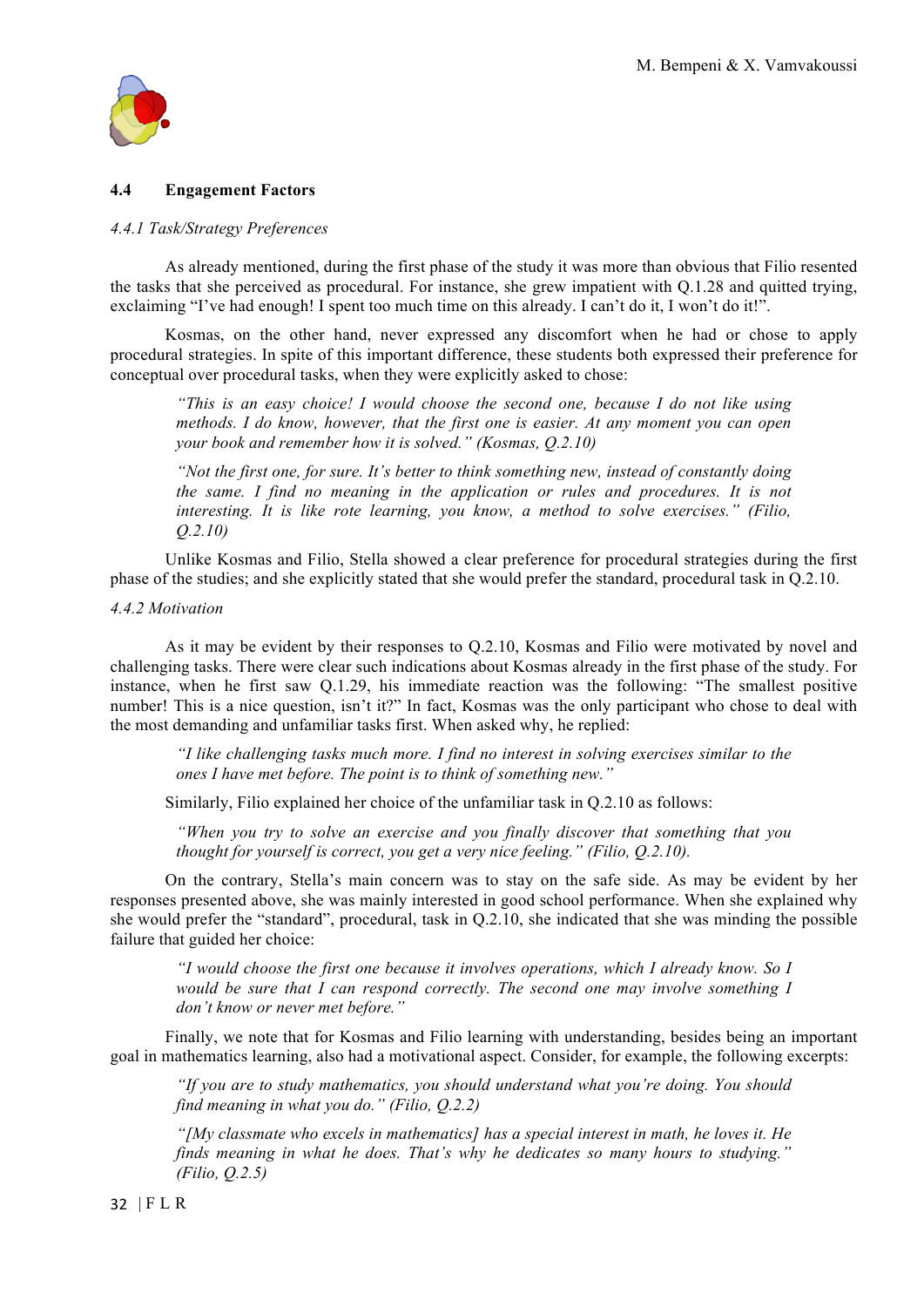### 4.4 Engagement Factors

*4.4.1 Task/Strategy Preferences*

As already mentioned, during the first phase of the study it was more than obvious that Filio resented the tasks that she perceived as procedural. For instance, she grew impatient with Q.1.28 and quitted trying, exclaiming "I've had enough! I spent too much time on this already. I can't do it, I won't do it!".

Kosmas, on the other hand, never expressed any discomfort when he had or chose to apply procedural strategies. In spite of this important difference, these students both expressed their preference for conceptual over procedural tasks, when they were explicitly asked to chose:

> *"This is an easy choice! I would choose the second one, because I do not like using methods. I do know, however, that the first one is easier. At any moment you can open your book and remember how it is solved." (Kosmas, Q.2.10)*

> *"Not the first one, for sure. It's better to think something new, instead of constantly doing the same. I find no meaning in the application or rules and procedures. It is not interesting. It is like rote learning, you know, a method to solve exercises." (Filio, Q.2.10)*

Unlike Kosmas and Filio, Stella showed a clear preference for procedural strategies during the first phase of the studies; and she explicitly stated that she would prefer the standard, procedural task in Q.2.10.

*4.4.2 Motivation*

As it may be evident by their responses to Q.2.10, Kosmas and Filio were motivated by novel and challenging tasks. There were clear such indications about Kosmas already in the first phase of the study. For instance, when he first saw Q.1.29, his immediate reaction was the following: "The smallest positive number! This is a nice question, isn't it?" In fact, Kosmas was the only participant who chose to deal with the most demanding and unfamiliar tasks first. When asked why, he replied:

> *"I like challenging tasks much more. I find no interest in solving exercises similar to the ones I have met before. The point is to think of something new."*

Similarly, Filio explained her choice of the unfamiliar task in Q.2.10 as follows:

> *"When you try to solve an exercise and you finally discover that something that you thought for yourself is correct, you get a very nice feeling." (Filio, Q.2.10).*

On the contrary, Stella's main concern was to stay on the safe side. As may be evident by her responses presented above, she was mainly interested in good school performance. When she explained why she would prefer the "standard", procedural, task in Q.2.10, she indicated that she was minding the possible failure that guided her choice:

> *"I would choose the first one because it involves operations, which I already know. So I would be sure that I can respond correctly. The second one may involve something I don't know or never met before."*

Finally, we note that for Kosmas and Filio learning with understanding, besides being an important goal in mathematics learning, also had a motivational aspect. Consider, for example, the following excerpts:

> *"If you are to study mathematics, you should understand what you're doing. You should find meaning in what you do." (Filio, Q.2.2)*

> *"[My classmate who excels in mathematics] has a special interest in math, he loves it. He finds meaning in what he does. That's why he dedicates so many hours to studying." (Filio, Q.2.5)*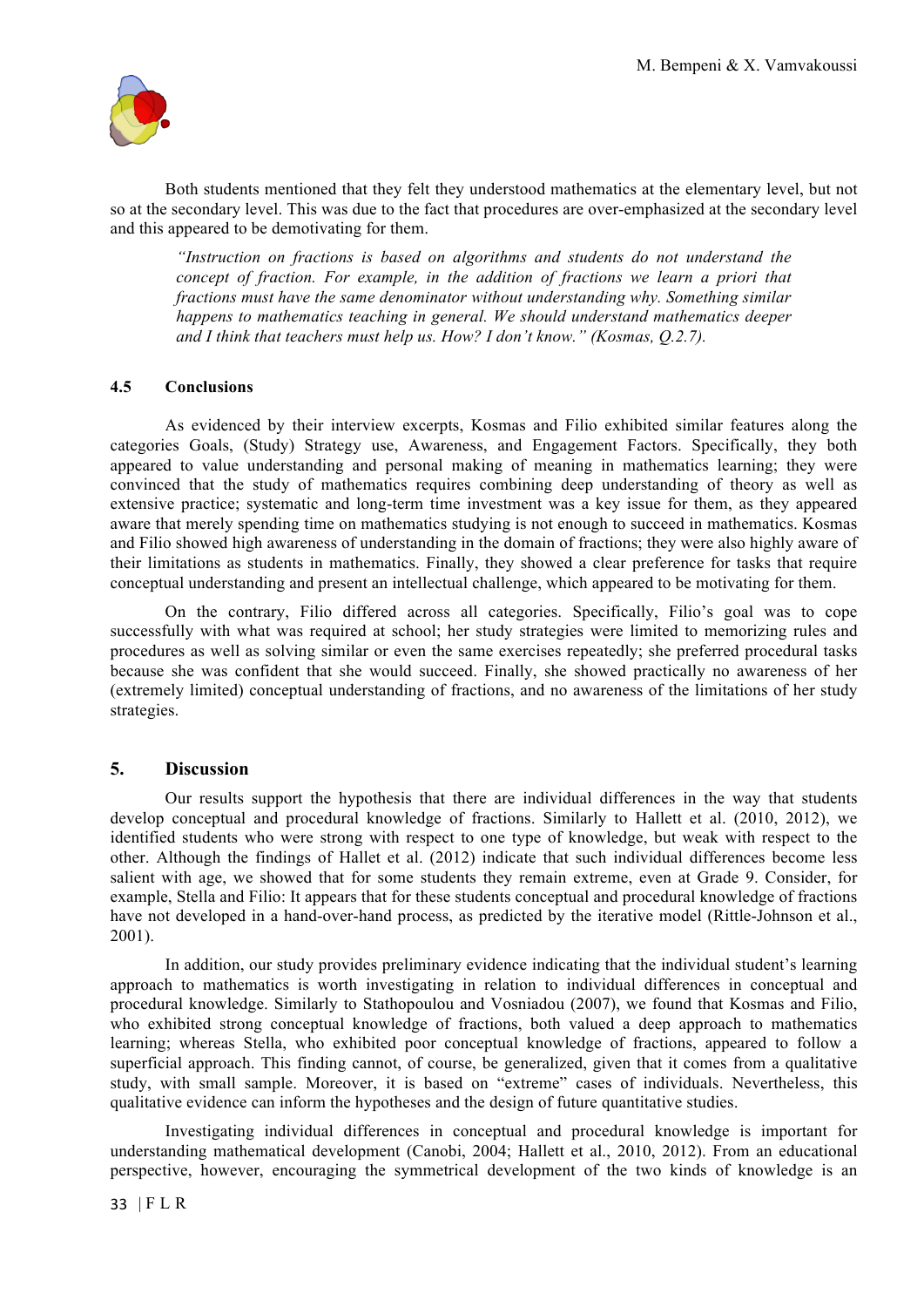Both students mentioned that they felt they understood mathematics at the elementary level, but not so at the secondary level. This was due to the fact that procedures are over-emphasized at the secondary level and this appeared to be demotivating for them.

> *"Instruction on fractions is based on algorithms and students do not understand the concept of fraction. For example, in the addition of fractions we learn a priori that fractions must have the same denominator without understanding why. Something similar happens to mathematics teaching in general. We should understand mathematics deeper and I think that teachers must help us. How? I don't know." (Kosmas, Q.2.7).*

### 4.5 Conclusions

As evidenced by their interview excerpts, Kosmas and Filio exhibited similar features along the categories Goals, (Study) Strategy use, Awareness, and Engagement Factors. Specifically, they both appeared to value understanding and personal making of meaning in mathematics learning; they were convinced that the study of mathematics requires combining deep understanding of theory as well as extensive practice; systematic and long-term time investment was a key issue for them, as they appeared aware that merely spending time on mathematics studying is not enough to succeed in mathematics. Kosmas and Filio showed high awareness of understanding in the domain of fractions; they were also highly aware of their limitations as students in mathematics. Finally, they showed a clear preference for tasks that require conceptual understanding and present an intellectual challenge, which appeared to be motivating for them.

On the contrary, Filio differed across all categories. Specifically, Filio's goal was to cope successfully with what was required at school; her study strategies were limited to memorizing rules and procedures as well as solving similar or even the same exercises repeatedly; she preferred procedural tasks because she was confident that she would succeed. Finally, she showed practically no awareness of her (extremely limited) conceptual understanding of fractions, and no awareness of the limitations of her study strategies.

## 5. Discussion

Our results support the hypothesis that there are individual differences in the way that students develop conceptual and procedural knowledge of fractions. Similarly to Hallett et al. (2010, 2012), we identified students who were strong with respect to one type of knowledge, but weak with respect to the other. Although the findings of Hallet et al. (2012) indicate that such individual differences become less salient with age, we showed that for some students they remain extreme, even at Grade 9. Consider, for example, Stella and Filio: It appears that for these students conceptual and procedural knowledge of fractions have not developed in a hand-over-hand process, as predicted by the iterative model (Rittle-Johnson et al., 2001).

In addition, our study provides preliminary evidence indicating that the individual student's learning approach to mathematics is worth investigating in relation to individual differences in conceptual and procedural knowledge. Similarly to Stathopoulou and Vosniadou (2007), we found that Kosmas and Filio, who exhibited strong conceptual knowledge of fractions, both valued a deep approach to mathematics learning; whereas Stella, who exhibited poor conceptual knowledge of fractions, appeared to follow a superficial approach. This finding cannot, of course, be generalized, given that it comes from a qualitative study, with small sample. Moreover, it is based on "extreme" cases of individuals. Nevertheless, this qualitative evidence can inform the hypotheses and the design of future quantitative studies.

Investigating individual differences in conceptual and procedural knowledge is important for understanding mathematical development (Canobi, 2004; Hallett et al., 2010, 2012). From an educational perspective, however, encouraging the symmetrical development of the two kinds of knowledge is an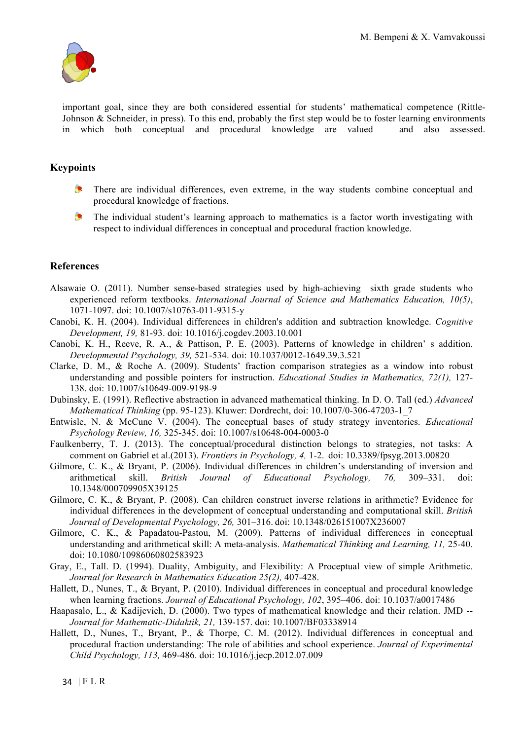important goal, since they are both considered essential for students' mathematical competence (Rittle-Johnson & Schneider, in press). To this end, probably the first step would be to foster learning environments in which both conceptual and procedural knowledge are valued – and also assessed.

## Keypoints

- There are individual differences, even extreme, in the way students combine conceptual and procedural knowledge of fractions.
- The individual student's learning approach to mathematics is a factor worth investigating with respect to individual differences in conceptual and procedural fraction knowledge.

## References

Alsawaie O. (2011). Number sense-based strategies used by high-achieving sixth grade students who experienced reform textbooks. *International Journal of Science and Mathematics Education, 10(5)*, 1071-1097. doi: 10.1007/s10763-011-9315-y

Canobi, K. H. (2004). Individual differences in children's addition and subtraction knowledge. *Cognitive Development, 19,* 81-93. doi: 10.1016/j.cogdev.2003.10.001

Canobi, K. H., Reeve, R. A., & Pattison, P. E. (2003). Patterns of knowledge in children' s addition. *Developmental Psychology, 39,* 521-534. doi: 10.1037/0012-1649.39.3.521

Clarke, D. M., & Roche A. (2009). Students' fraction comparison strategies as a window into robust understanding and possible pointers for instruction. *Educational Studies in Mathematics, 72(1),* 127-138. doi: 10.1007/s10649-009-9198-9

Dubinsky, E. (1991). Reflective abstraction in advanced mathematical thinking. In D. O. Tall (ed.) *Advanced Mathematical Thinking* (pp. 95-123). Kluwer: Dordrecht, doi: 10.1007/0-306-47203-1_7

Entwisle, N. & McCune V. (2004). The conceptual bases of study strategy inventories. *Educational Psychology Review, 16,* 325-345. doi: 10.1007/s10648-004-0003-0

Faulkenberry, T. J. (2013). The conceptual/procedural distinction belongs to strategies, not tasks: A comment on Gabriel et al.(2013). *Frontiers in Psychology, 4,* 1-2. doi: 10.3389/fpsyg.2013.00820

Gilmore, C. K., & Bryant, P. (2006). Individual differences in children's understanding of inversion and arithmetical skill. *British Journal of Educational Psychology, 76,* 309–331. doi: 10.1348/000709905X39125

Gilmore, C. K., & Bryant, P. (2008). Can children construct inverse relations in arithmetic? Evidence for individual differences in the development of conceptual understanding and computational skill. *British Journal of Developmental Psychology, 26,* 301–316. doi: 10.1348/026151007X236007

Gilmore, C. K., & Papadatou-Pastou, M. (2009). Patterns of individual differences in conceptual understanding and arithmetical skill: A meta-analysis. *Mathematical Thinking and Learning, 11,* 25-40. doi: 10.1080/10986060802583923

Gray, E., Tall. D. (1994). Duality, Ambiguity, and Flexibility: A Proceptual view of simple Arithmetic. *Journal for Research in Mathematics Education 25(2),* 407-428.

Hallett, D., Nunes, T., & Bryant, P. (2010). Individual differences in conceptual and procedural knowledge when learning fractions. *Journal of Educational Psychology, 102*, 395–406. doi: 10.1037/a0017486

Haapasalo, L., & Kadijevich, D. (2000). Two types of mathematical knowledge and their relation. JMD -- *Journal for Mathematic-Didaktik, 21,* 139-157. doi: 10.1007/BF03338914

Hallett, D., Nunes, T., Bryant, P., & Thorpe, C. M. (2012). Individual differences in conceptual and procedural fraction understanding: The role of abilities and school experience. *Journal of Experimental Child Psychology, 113,* 469-486. doi: 10.1016/j.jecp.2012.07.009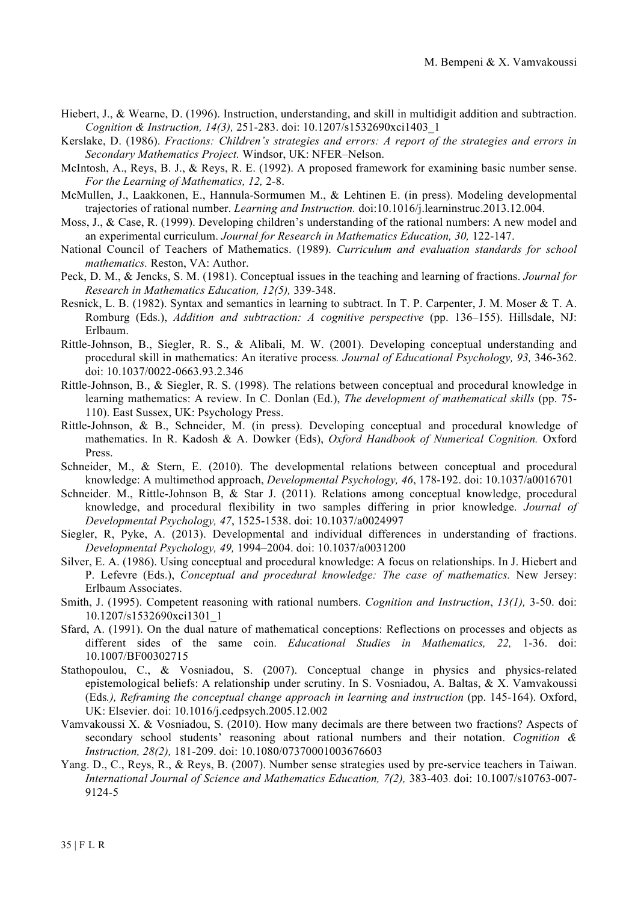Hiebert, J., & Wearne, D. (1996). Instruction, understanding, and skill in multidigit addition and subtraction. *Cognition & Instruction, 14(3),* 251-283. doi: 10.1207/s1532690xci1403_1

Kerslake, D. (1986). *Fractions: Children's strategies and errors: A report of the strategies and errors in Secondary Mathematics Project.* Windsor, UK: NFER–Nelson.

McIntosh, A., Reys, B. J., & Reys, R. E. (1992). A proposed framework for examining basic number sense. *For the Learning of Mathematics, 12,* 2-8.

McMullen, J., Laakkonen, E., Hannula-Sormumen M., & Lehtinen E. (in press). Modeling developmental trajectories of rational number. *Learning and Instruction.* doi:10.1016/j.learninstruc.2013.12.004.

Moss, J., & Case, R. (1999). Developing children's understanding of the rational numbers: A new model and an experimental curriculum. *Journal for Research in Mathematics Education, 30,* 122-147.

National Council of Teachers of Mathematics. (1989). *Curriculum and evaluation standards for school mathematics.* Reston, VA: Author.

Peck, D. M., & Jencks, S. M. (1981). Conceptual issues in the teaching and learning of fractions. *Journal for Research in Mathematics Education, 12(5),* 339-348.

Resnick, L. B. (1982). Syntax and semantics in learning to subtract. In T. P. Carpenter, J. M. Moser & T. A. Romburg (Eds.), *Addition and subtraction: A cognitive perspective* (pp. 136–155). Hillsdale, NJ: Erlbaum.

Rittle-Johnson, B., Siegler, R. S., & Alibali, M. W. (2001). Developing conceptual understanding and procedural skill in mathematics: An iterative process*. Journal of Educational Psychology, 93,* 346-362. doi: 10.1037/0022-0663.93.2.346

Rittle-Johnson, B., & Siegler, R. S. (1998). The relations between conceptual and procedural knowledge in learning mathematics: A review. In C. Donlan (Ed.), *The development of mathematical skills* (pp. 75-110). East Sussex, UK: Psychology Press.

Rittle-Johnson, & B., Schneider, M. (in press). Developing conceptual and procedural knowledge of mathematics. In R. Kadosh & A. Dowker (Eds), *Oxford Handbook of Numerical Cognition.* Oxford Press.

Schneider, M., & Stern, E. (2010). The developmental relations between conceptual and procedural knowledge: A multimethod approach, *Developmental Psychology, 46*, 178-192. doi: 10.1037/a0016701

Schneider. M., Rittle-Johnson B, & Star J. (2011). Relations among conceptual knowledge, procedural knowledge, and procedural flexibility in two samples differing in prior knowledge. *Journal of Developmental Psychology, 47*, 1525-1538. doi: 10.1037/a0024997

Siegler, R, Pyke, A. (2013). Developmental and individual differences in understanding of fractions. *Developmental Psychology, 49,* 1994–2004. doi: 10.1037/a0031200

Silver, E. A. (1986). Using conceptual and procedural knowledge: A focus on relationships. In J. Hiebert and P. Lefevre (Eds.), *Conceptual and procedural knowledge: The case of mathematics.* New Jersey: Erlbaum Associates.

Smith, J. (1995). Competent reasoning with rational numbers. *Cognition and Instruction*, *13(1),* 3-50. doi: 10.1207/s1532690xci1301_1

Sfard, A. (1991). On the dual nature of mathematical conceptions: Reflections on processes and objects as different sides of the same coin. *Educational Studies in Mathematics, 22,* 1-36. doi: 10.1007/BF00302715

Stathopoulou, C., & Vosniadou, S. (2007). Conceptual change in physics and physics-related epistemological beliefs: A relationship under scrutiny. In S. Vosniadou, A. Baltas, & X. Vamvakoussi (Eds*.), Reframing the conceptual change approach in learning and instruction* (pp. 145-164). Oxford, UK: Elsevier. doi: 10.1016/j.cedpsych.2005.12.002

Vamvakoussi X. & Vosniadou, S. (2010). How many decimals are there between two fractions? Aspects of secondary school students' reasoning about rational numbers and their notation. *Cognition & Instruction, 28(2),* 181-209. doi: 10.1080/07370001003676603

Yang. D., C., Reys, R., & Reys, B. (2007). Number sense strategies used by pre-service teachers in Taiwan. *International Journal of Science and Mathematics Education, 7(2),* 383-403. doi: 10.1007/s10763-007-9124-5